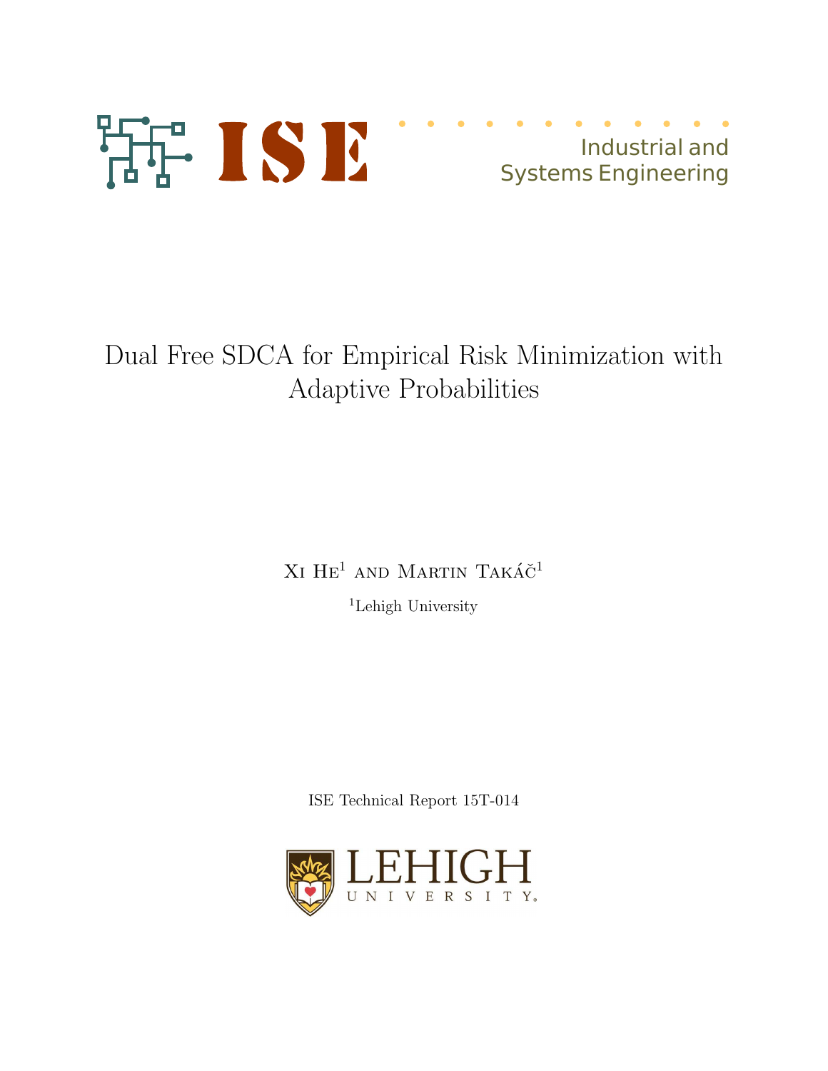ISE

Industrial and Systems Engineering

# Dual Free SDCA for Empirical Risk Minimization with Adaptive Probabilities

Xi He[1] and Martin Takáč[1]

[1]Lehigh University

ISE Technical Report 15T-014

LEHIGH UNIVERSITY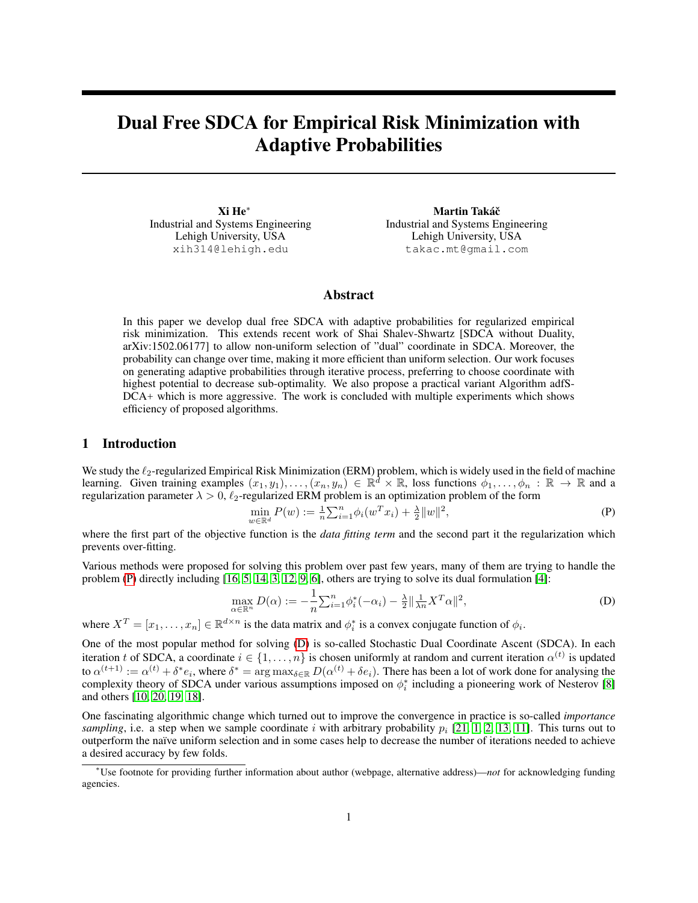# Dual Free SDCA for Empirical Risk Minimization with Adaptive Probabilities

**Xi He**[*]
Industrial and Systems Engineering
Lehigh University, USA
xih314@lehigh.edu

**Martin Takáč**
Industrial and Systems Engineering
Lehigh University, USA
takac.mt@gmail.com

## Abstract

In this paper we develop dual free SDCA with adaptive probabilities for regularized empirical risk minimization. This extends recent work of Shai Shalev-Shwartz [SDCA without Duality, arXiv:1502.06177] to allow non-uniform selection of "dual" coordinate in SDCA. Moreover, the probability can change over time, making it more efficient than uniform selection. Our work focuses on generating adaptive probabilities through iterative process, preferring to choose coordinate with highest potential to decrease sub-optimality. We also propose a practical variant Algorithm adfSDCA+ which is more aggressive. The work is concluded with multiple experiments which shows efficiency of proposed algorithms.

## 1 Introduction

We study the $\ell_2$-regularized Empirical Risk Minimization (ERM) problem, which is widely used in the field of machine learning. Given training examples $(x_1, y_1), \ldots, (x_n, y_n) \in \mathbb{R}^d \times \mathbb{R}$, loss functions $\phi_1, \ldots, \phi_n : \mathbb{R} \to \mathbb{R}$ and a regularization parameter $\lambda > 0$, $\ell_2$-regularized ERM problem is an optimization problem of the form

$$\min_{w \in \mathbb{R}^d} P(w) := \tfrac{1}{n}\textstyle\sum_{i=1}^{n} \phi_i(w^T x_i) + \tfrac{\lambda}{2}\|w\|^2, \tag{P}$$

where the first part of the objective function is the *data fitting term* and the second part it the regularization which prevents over-fitting.

Various methods were proposed for solving this problem over past few years, many of them are trying to handle the problem (P) directly including [16, 5, 14, 3, 12, 9, 6], others are trying to solve its dual formulation [4]:

$$\max_{\alpha \in \mathbb{R}^n} D(\alpha) := -\frac{1}{n}\textstyle\sum_{i=1}^{n} \phi_i^*(-\alpha_i) - \tfrac{\lambda}{2}\|\tfrac{1}{\lambda n} X^T \alpha\|^2, \tag{D}$$

where $X^T = [x_1, \ldots, x_n] \in \mathbb{R}^{d \times n}$ is the data matrix and $\phi_i^*$ is a convex conjugate function of $\phi_i$.

One of the most popular method for solving (D) is so-called Stochastic Dual Coordinate Ascent (SDCA). In each iteration $t$ of SDCA, a coordinate $i \in \{1, \ldots, n\}$ is chosen uniformly at random and current iteration $\alpha^{(t)}$ is updated to $\alpha^{(t+1)} := \alpha^{(t)} + \delta^* e_i$, where $\delta^* = \arg\max_{\delta \in \mathbb{R}} D(\alpha^{(t)} + \delta e_i)$. There has been a lot of work done for analysing the complexity theory of SDCA under various assumptions imposed on $\phi_i^*$ including a pioneering work of Nesterov [8] and others [10, 20, 19, 18].

One fascinating algorithmic change which turned out to improve the convergence in practice is so-called *importance sampling*, i.e. a step when we sample coordinate $i$ with arbitrary probability $p_i$ [21, 1, 2, 13, 11]. This turns out to outperform the naïve uniform selection and in some cases help to decrease the number of iterations needed to achieve a desired accuracy by few folds.

[*]Use footnote for providing further information about author (webpage, alternative address)—*not* for acknowledging funding agencies.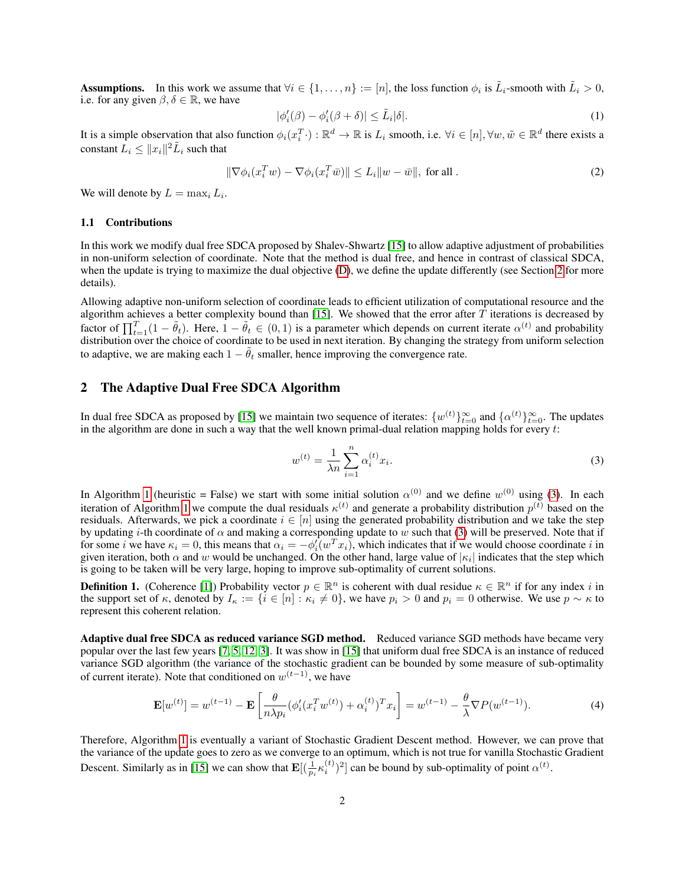**Assumptions.** In this work we assume that $\forall i \in \{1, \ldots, n\} := [n]$, the loss function $\phi_i$ is $\tilde{L}_i$-smooth with $\tilde{L}_i > 0$, i.e. for any given $\beta, \delta \in \mathbb{R}$, we have

$$|\phi_i'(\beta) - \phi_i'(\beta + \delta)| \le \tilde{L}_i |\delta|. \tag{1}$$

It is a simple observation that also function $\phi_i(x_i^T \cdot) : \mathbb{R}^d \to \mathbb{R}$ is $L_i$ smooth, i.e. $\forall i \in [n], \forall w, \tilde{w} \in \mathbb{R}^d$ there exists a constant $L_i \le \|x_i\|^2 \tilde{L}_i$ such that

$$\|\nabla \phi_i(x_i^T w) - \nabla \phi_i(x_i^T \bar{w})\| \le L_i \|w - \bar{w}\|, \text{ for all }. \tag{2}$$

We will denote by $L = \max_i L_i$.

### 1.1 Contributions

In this work we modify dual free SDCA proposed by Shalev-Shwartz [15] to allow adaptive adjustment of probabilities in non-uniform selection of coordinate. Note that the method is dual free, and hence in contrast of classical SDCA, when the update is trying to maximize the dual objective (D), we define the update differently (see Section 2 for more details).

Allowing adaptive non-uniform selection of coordinate leads to efficient utilization of computational resource and the algorithm achieves a better complexity bound than [15]. We showed that the error after $T$ iterations is decreased by factor of $\prod_{t=1}^{T}(1 - \tilde{\theta}_t)$. Here, $1 - \tilde{\theta}_t \in (0, 1)$ is a parameter which depends on current iterate $\alpha^{(t)}$ and probability distribution over the choice of coordinate to be used in next iteration. By changing the strategy from uniform selection to adaptive, we are making each $1 - \tilde{\theta}_t$ smaller, hence improving the convergence rate.

## 2 The Adaptive Dual Free SDCA Algorithm

In dual free SDCA as proposed by [15] we maintain two sequence of iterates: $\{w^{(t)}\}_{t=0}^{\infty}$ and $\{\alpha^{(t)}\}_{t=0}^{\infty}$. The updates in the algorithm are done in such a way that the well known primal-dual relation mapping holds for every $t$:

$$w^{(t)} = \frac{1}{\lambda n} \sum_{i=1}^{n} \alpha_i^{(t)} x_i. \tag{3}$$

In Algorithm 1 (heuristic = False) we start with some initial solution $\alpha^{(0)}$ and we define $w^{(0)}$ using (3). In each iteration of Algorithm 1 we compute the dual residuals $\kappa^{(t)}$ and generate a probability distribution $p^{(t)}$ based on the residuals. Afterwards, we pick a coordinate $i \in [n]$ using the generated probability distribution and we take the step by updating $i$-th coordinate of $\alpha$ and making a corresponding update to $w$ such that (3) will be preserved. Note that if for some $i$ we have $\kappa_i = 0$, this means that $\alpha_i = -\phi_i'(w^T x_i)$, which indicates that if we choose coordinate $i$ in given iteration, both $\alpha$ and $w$ would be unchanged. On the other hand, large value of $|\kappa_i|$ indicates that the step which is going to be taken will be very large, hoping to improve sub-optimality of current solutions.

**Definition 1.** (Coherence [1]) Probability vector $p \in \mathbb{R}^n$ is coherent with dual residue $\kappa \in \mathbb{R}^n$ if for any index $i$ in the support set of $\kappa$, denoted by $I_\kappa := \{i \in [n] : \kappa_i \neq 0\}$, we have $p_i > 0$ and $p_i = 0$ otherwise. We use $p \sim \kappa$ to represent this coherent relation.

**Adaptive dual free SDCA as reduced variance SGD method.** Reduced variance SGD methods have became very popular over the last few years [7, 5, 12, 3]. It was show in [15] that uniform dual free SDCA is an instance of reduced variance SGD algorithm (the variance of the stochastic gradient can be bounded by some measure of sub-optimality of current iterate). Note that conditioned on $w^{(t-1)}$, we have

$$\mathbf{E}[w^{(t)}] = w^{(t-1)} - \mathbf{E}\left[\frac{\theta}{n\lambda p_i}(\phi_i'(x_i^T w^{(t)}) + \alpha_i^{(t)})^T x_i\right] = w^{(t-1)} - \frac{\theta}{\lambda} \nabla P(w^{(t-1)}). \tag{4}$$

Therefore, Algorithm 1 is eventually a variant of Stochastic Gradient Descent method. However, we can prove that the variance of the update goes to zero as we converge to an optimum, which is not true for vanilla Stochastic Gradient Descent. Similarly as in [15] we can show that $\mathbf{E}[(\frac{1}{p_i}\kappa_i^{(t)})^2]$ can be bound by sub-optimality of point $\alpha^{(t)}$.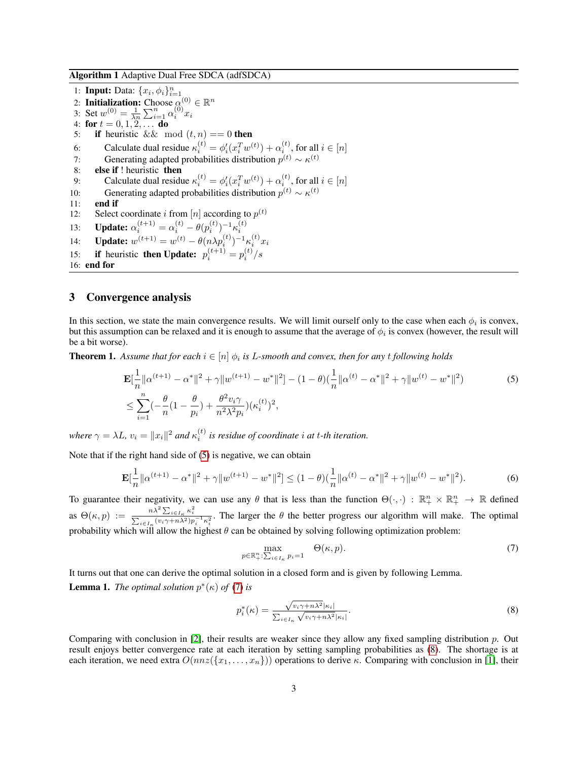**Algorithm 1** Adaptive Dual Free SDCA (adfSDCA)

```
1: Input: Data: {x_i, φ_i}_{i=1}^n
2: Initialization: Choose α^(0) ∈ R^n
3: Set w^(0) = 1/(λn) Σ_{i=1}^n α_i^(0) x_i
4: for t = 0, 1, 2, ... do
5:     if heuristic && mod (t, n) == 0 then
6:         Calculate dual residue κ_i^(t) = φ'_i(x_i^T w^(t)) + α_i^(t), for all i ∈ [n]
7:         Generating adapted probabilities distribution p^(t) ~ κ^(t)
8:     else if ! heuristic then
9:         Calculate dual residue κ_i^(t) = φ'_i(x_i^T w^(t)) + α_i^(t), for all i ∈ [n]
10:        Generating adapted probabilities distribution p^(t) ~ κ^(t)
11:    end if
12:    Select coordinate i from [n] according to p^(t)
13:    Update: α_i^(t+1) = α_i^(t) − θ(p_i^(t))^{-1} κ_i^(t)
14:    Update: w^(t+1) = w^(t) − θ(nλp_i^(t))^{-1} κ_i^(t) x_i
15:    if heuristic then Update: p_i^(t+1) = p_i^(t)/s
16: end for
```

## 3 Convergence analysis

In this section, we state the main convergence results. We will limit ourself only to the case when each $\phi_i$ is convex, but this assumption can be relaxed and it is enough to assume that the average of $\phi_i$ is convex (however, the result will be a bit worse).

**Theorem 1.** *Assume that for each $i \in [n]$ $\phi_i$ is L-smooth and convex, then for any t following holds*

$$\mathbf{E}[\frac{1}{n}\|\alpha^{(t+1)} - \alpha^*\|^2 + \gamma\|w^{(t+1)} - w^*\|^2] - (1-\theta)(\frac{1}{n}\|\alpha^{(t)} - \alpha^*\|^2 + \gamma\|w^{(t)} - w^*\|^2) \tag{5}$$
$$\leq \sum_{i=1}^{n}(-\frac{\theta}{n}(1-\frac{\theta}{p_i}) + \frac{\theta^2 v_i \gamma}{n^2\lambda^2 p_i})(\kappa_i^{(t)})^2,$$

*where $\gamma = \lambda L$, $v_i = \|x_i\|^2$ and $\kappa_i^{(t)}$ is residue of coordinate $i$ at $t$-th iteration.*

Note that if the right hand side of (5) is negative, we can obtain

$$\mathbf{E}[\frac{1}{n}\|\alpha^{(t+1)} - \alpha^*\|^2 + \gamma\|w^{(t+1)} - w^*\|^2] \leq (1-\theta)(\frac{1}{n}\|\alpha^{(t)} - \alpha^*\|^2 + \gamma\|w^{(t)} - w^*\|^2). \tag{6}$$

To guarantee their negativity, we can use any $\theta$ that is less than the function $\Theta(\cdot,\cdot) : \mathbb{R}^n_+ \times \mathbb{R}^n_+ \to \mathbb{R}$ defined as $\Theta(\kappa, p) := \frac{n\lambda^2 \sum_{i\in I_\kappa} \kappa_i^2}{\sum_{i\in I_\kappa}(v_i\gamma + n\lambda^2)p_i^{-1}\kappa_i^2}$. The larger the $\theta$ the better progress our algorithm will make. The optimal probability which will allow the highest $\theta$ can be obtained by solving following optimization problem:

$$\max_{p\in\mathbb{R}^n_+ : \sum_{i\in I_\kappa} p_i = 1} \quad \Theta(\kappa, p). \tag{7}$$

It turns out that one can derive the optimal solution in a closed form and is given by following Lemma.

**Lemma 1.** *The optimal solution $p^*(\kappa)$ of (7) is*

$$p_i^*(\kappa) = \frac{\sqrt{v_i\gamma + n\lambda^2}|\kappa_i|}{\sum_{i\in I_\kappa}\sqrt{v_i\gamma + n\lambda^2}|\kappa_i|}. \tag{8}$$

Comparing with conclusion in [2], their results are weaker since they allow any fixed sampling distribution $p$. Out result enjoys better convergence rate at each iteration by setting sampling probabilities as (8). The shortage is at each iteration, we need extra $O(nnz(\{x_1, \ldots, x_n\}))$ operations to derive $\kappa$. Comparing with conclusion in [1], their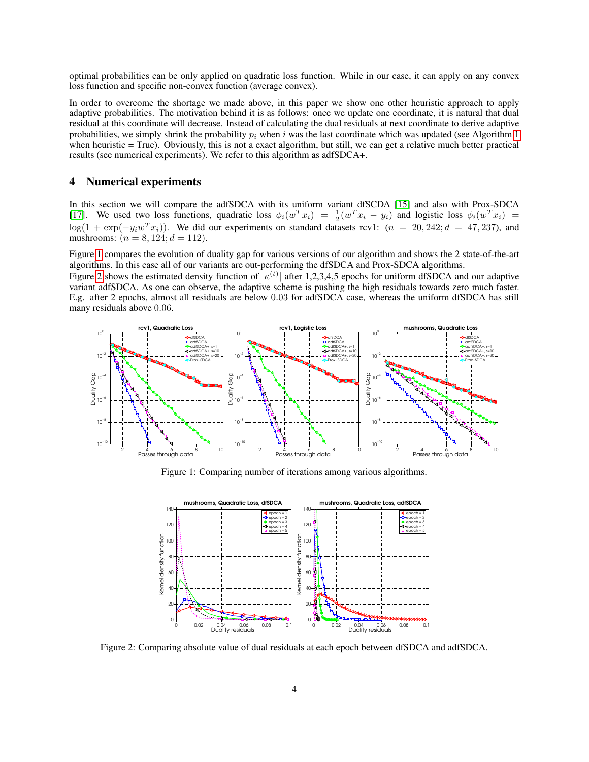optimal probabilities can be only applied on quadratic loss function. While in our case, it can apply on any convex loss function and specific non-convex function (average convex).

In order to overcome the shortage we made above, in this paper we show one other heuristic approach to apply adaptive probabilities. The motivation behind it is as follows: once we update one coordinate, it is natural that dual residual at this coordinate will decrease. Instead of calculating the dual residuals at next coordinate to derive adaptive probabilities, we simply shrink the probability $p_i$ when $i$ was the last coordinate which was updated (see Algorithm 1 when heuristic = True). Obviously, this is not a exact algorithm, but still, we can get a relative much better practical results (see numerical experiments). We refer to this algorithm as adfSDCA+.

## 4 Numerical experiments

In this section we will compare the adfSDCA with its uniform variant dfSCDA [15] and also with Prox-SDCA [17]. We used two loss functions, quadratic loss $\phi_i(w^T x_i) = \frac{1}{2}(w^T x_i - y_i)$ and logistic loss $\phi_i(w^T x_i) = \log(1 + \exp(-y_i w^T x_i))$. We did our experiments on standard datasets rcv1: $(n = 20,242; d = 47,237)$, and mushrooms: $(n = 8,124; d = 112)$.

Figure 1 compares the evolution of duality gap for various versions of our algorithm and shows the 2 state-of-the-art algorithms. In this case all of our variants are out-performing the dfSDCA and Prox-SDCA algorithms.

Figure 2 shows the estimated density function of $|\kappa^{(t)}|$ after 1,2,3,4,5 epochs for uniform dfSDCA and our adaptive variant adfSDCA. As one can observe, the adaptive scheme is pushing the high residuals towards zero much faster. E.g. after 2 epochs, almost all residuals are below 0.03 for adfSDCA case, whereas the uniform dfSDCA has still many residuals above 0.06.

Figure 1: Comparing number of iterations among various algorithms.

Figure 2: Comparing absolute value of dual residuals at each epoch between dfSDCA and adfSDCA.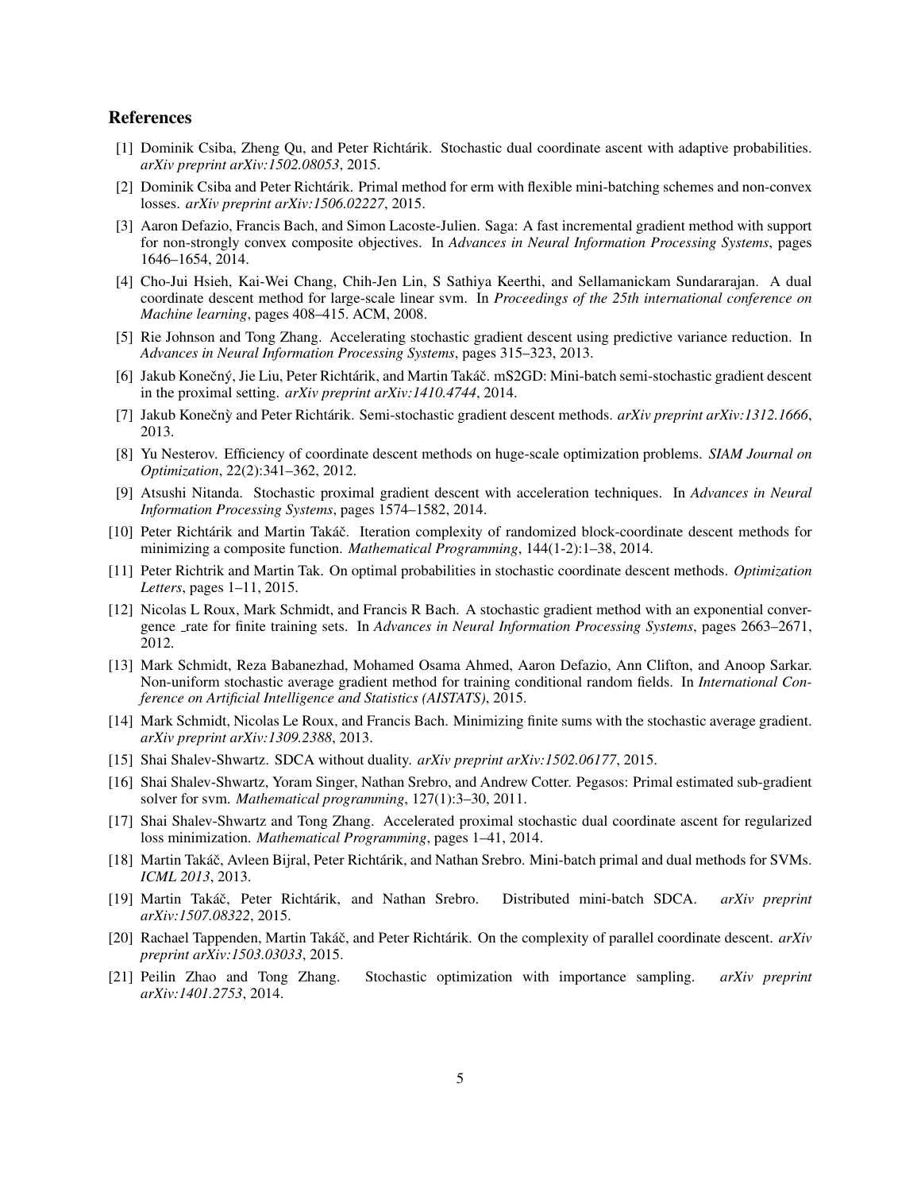## References

[1] Dominik Csiba, Zheng Qu, and Peter Richtárik. Stochastic dual coordinate ascent with adaptive probabilities. *arXiv preprint arXiv:1502.08053*, 2015.

[2] Dominik Csiba and Peter Richtárik. Primal method for erm with flexible mini-batching schemes and non-convex losses. *arXiv preprint arXiv:1506.02227*, 2015.

[3] Aaron Defazio, Francis Bach, and Simon Lacoste-Julien. Saga: A fast incremental gradient method with support for non-strongly convex composite objectives. In *Advances in Neural Information Processing Systems*, pages 1646–1654, 2014.

[4] Cho-Jui Hsieh, Kai-Wei Chang, Chih-Jen Lin, S Sathiya Keerthi, and Sellamanickam Sundararajan. A dual coordinate descent method for large-scale linear svm. In *Proceedings of the 25th international conference on Machine learning*, pages 408–415. ACM, 2008.

[5] Rie Johnson and Tong Zhang. Accelerating stochastic gradient descent using predictive variance reduction. In *Advances in Neural Information Processing Systems*, pages 315–323, 2013.

[6] Jakub Konečný, Jie Liu, Peter Richtárik, and Martin Takáč. mS2GD: Mini-batch semi-stochastic gradient descent in the proximal setting. *arXiv preprint arXiv:1410.4744*, 2014.

[7] Jakub Konečnỳ and Peter Richtárik. Semi-stochastic gradient descent methods. *arXiv preprint arXiv:1312.1666*, 2013.

[8] Yu Nesterov. Efficiency of coordinate descent methods on huge-scale optimization problems. *SIAM Journal on Optimization*, 22(2):341–362, 2012.

[9] Atsushi Nitanda. Stochastic proximal gradient descent with acceleration techniques. In *Advances in Neural Information Processing Systems*, pages 1574–1582, 2014.

[10] Peter Richtárik and Martin Takáč. Iteration complexity of randomized block-coordinate descent methods for minimizing a composite function. *Mathematical Programming*, 144(1-2):1–38, 2014.

[11] Peter Richtrik and Martin Tak. On optimal probabilities in stochastic coordinate descent methods. *Optimization Letters*, pages 1–11, 2015.

[12] Nicolas L Roux, Mark Schmidt, and Francis R Bach. A stochastic gradient method with an exponential convergence _rate for finite training sets. In *Advances in Neural Information Processing Systems*, pages 2663–2671, 2012.

[13] Mark Schmidt, Reza Babanezhad, Mohamed Osama Ahmed, Aaron Defazio, Ann Clifton, and Anoop Sarkar. Non-uniform stochastic average gradient method for training conditional random fields. In *International Conference on Artificial Intelligence and Statistics (AISTATS)*, 2015.

[14] Mark Schmidt, Nicolas Le Roux, and Francis Bach. Minimizing finite sums with the stochastic average gradient. *arXiv preprint arXiv:1309.2388*, 2013.

[15] Shai Shalev-Shwartz. SDCA without duality. *arXiv preprint arXiv:1502.06177*, 2015.

[16] Shai Shalev-Shwartz, Yoram Singer, Nathan Srebro, and Andrew Cotter. Pegasos: Primal estimated sub-gradient solver for svm. *Mathematical programming*, 127(1):3–30, 2011.

[17] Shai Shalev-Shwartz and Tong Zhang. Accelerated proximal stochastic dual coordinate ascent for regularized loss minimization. *Mathematical Programming*, pages 1–41, 2014.

[18] Martin Takáč, Avleen Bijral, Peter Richtárik, and Nathan Srebro. Mini-batch primal and dual methods for SVMs. *ICML 2013*, 2013.

[19] Martin Takáč, Peter Richtárik, and Nathan Srebro. Distributed mini-batch SDCA. *arXiv preprint arXiv:1507.08322*, 2015.

[20] Rachael Tappenden, Martin Takáč, and Peter Richtárik. On the complexity of parallel coordinate descent. *arXiv preprint arXiv:1503.03033*, 2015.

[21] Peilin Zhao and Tong Zhang. Stochastic optimization with importance sampling. *arXiv preprint arXiv:1401.2753*, 2014.